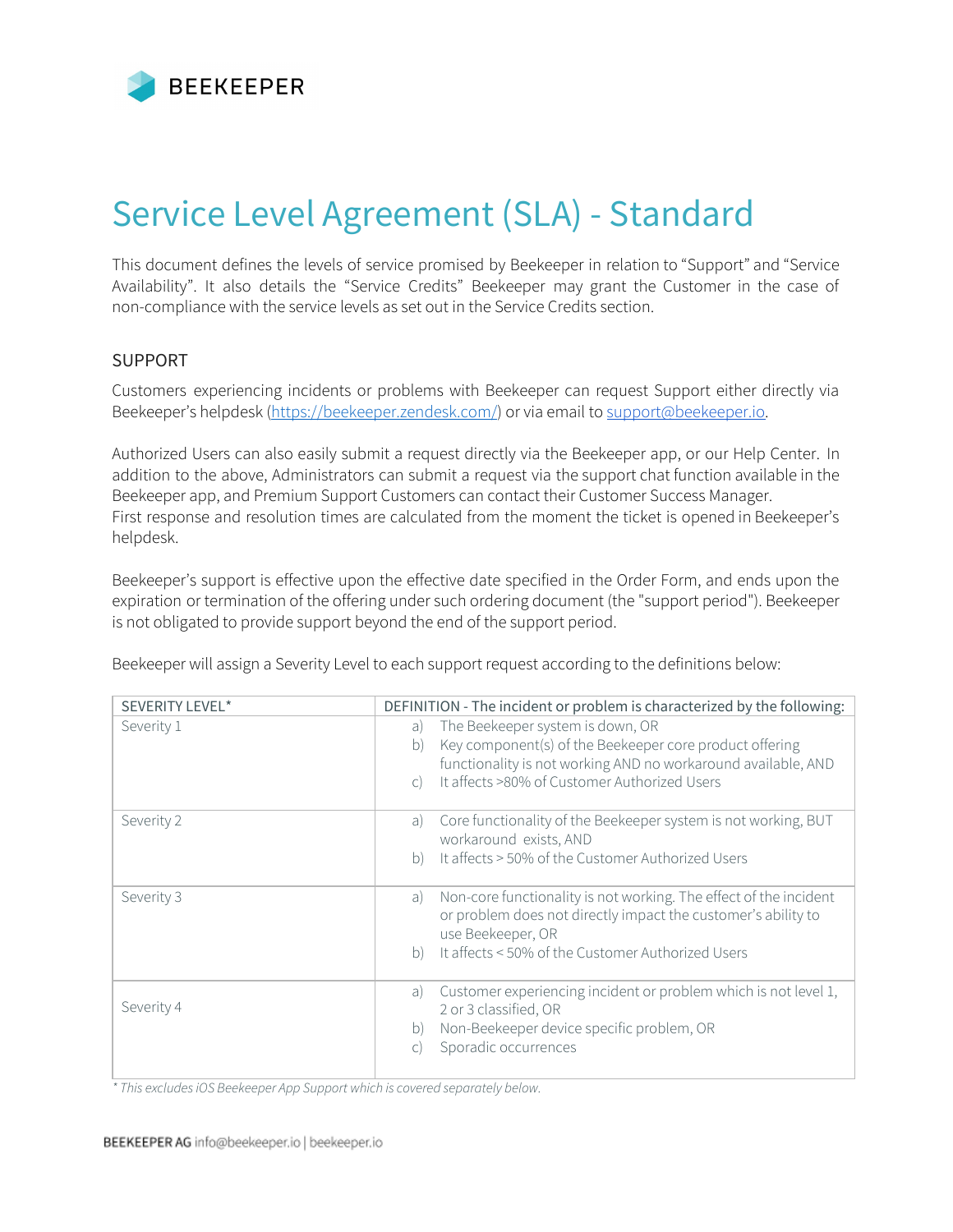# Service Level Agreement (SLA) - Standard

This document defines the levels of service promised by Beekeeper in relation to "Support" and "Service Availability". It also details the "Service Credits" Beekeeper may grant the Customer in the case of non-compliance with the service levels as set out in the Service Credits section.

## SUPPORT

Customers experiencing incidents or problems with Beekeeper can request Support either directly via Beekeeper's helpdesk (https://beekeeper.zendesk.com/) or via email to support@beekeeper.io.

Authorized Users can also easily submit a request directly via the Beekeeper app, or our Help Center. In addition to the above, Administrators can submit a request via the support chat function available in the Beekeeper app, and Premium Support Customers can contact their Customer Success Manager.
First response and resolution times are calculated from the moment the ticket is opened in Beekeeper's helpdesk.

Beekeeper's support is effective upon the effective date specified in the Order Form, and ends upon the expiration or termination of the offering under such ordering document (the "support period"). Beekeeper is not obligated to provide support beyond the end of the support period.

Beekeeper will assign a Severity Level to each support request according to the definitions below:

| SEVERITY LEVEL* | DEFINITION - The incident or problem is characterized by the following: |
|---|---|
| Severity 1 | a) The Beekeeper system is down, OR<br>b) Key component(s) of the Beekeeper core product offering functionality is not working AND no workaround available, AND<br>c) It affects >80% of Customer Authorized Users |
| Severity 2 | a) Core functionality of the Beekeeper system is not working, BUT workaround exists, AND<br>b) It affects > 50% of the Customer Authorized Users |
| Severity 3 | a) Non-core functionality is not working. The effect of the incident or problem does not directly impact the customer's ability to use Beekeeper, OR<br>b) It affects < 50% of the Customer Authorized Users |
| Severity 4 | a) Customer experiencing incident or problem which is not level 1, 2 or 3 classified, OR<br>b) Non-Beekeeper device specific problem, OR<br>c) Sporadic occurrences |

*\* This excludes iOS Beekeeper App Support which is covered separately below.*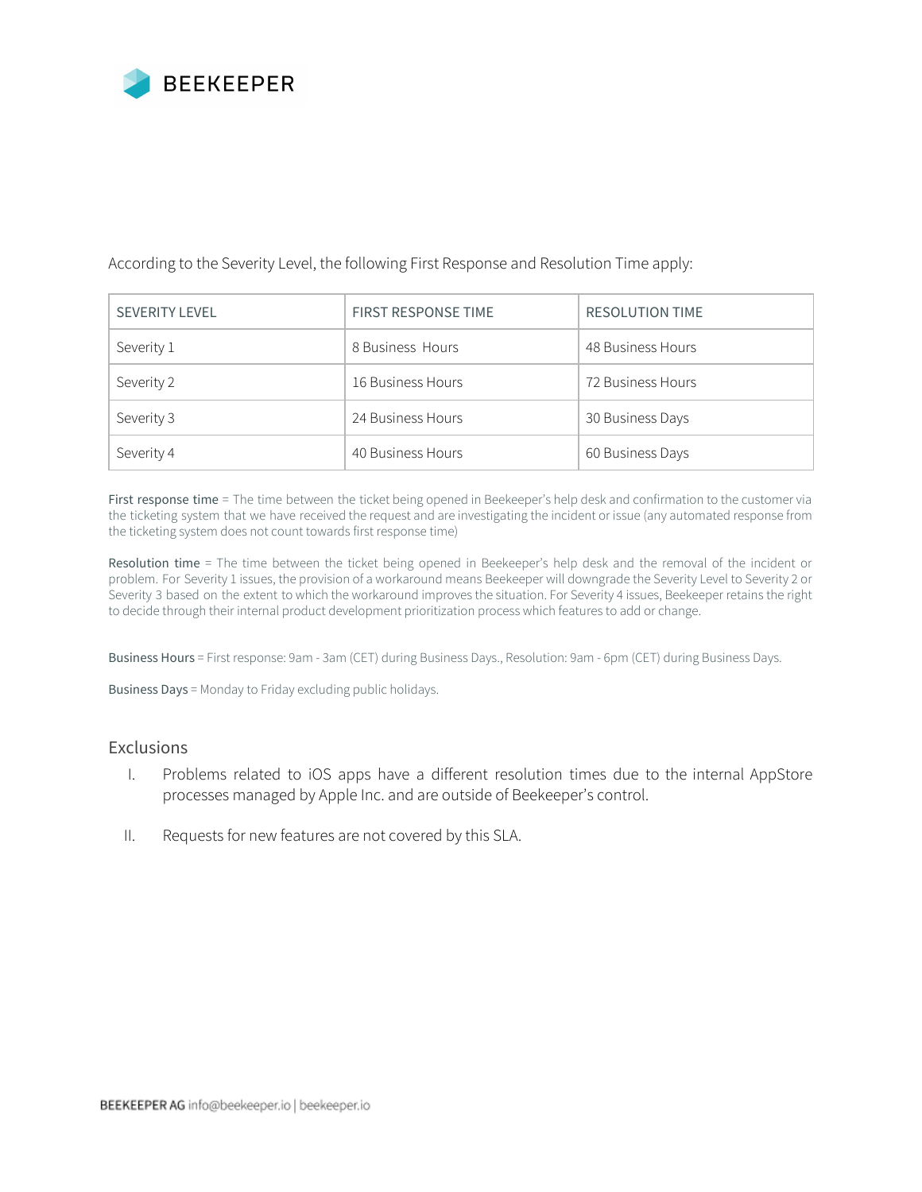According to the Severity Level, the following First Response and Resolution Time apply:

| SEVERITY LEVEL | FIRST RESPONSE TIME | RESOLUTION TIME |
| --- | --- | --- |
| Severity 1 | 8 Business Hours | 48 Business Hours |
| Severity 2 | 16 Business Hours | 72 Business Hours |
| Severity 3 | 24 Business Hours | 30 Business Days |
| Severity 4 | 40 Business Hours | 60 Business Days |

First response time = The time between the ticket being opened in Beekeeper's help desk and confirmation to the customer via the ticketing system that we have received the request and are investigating the incident or issue (any automated response from the ticketing system does not count towards first response time)

Resolution time = The time between the ticket being opened in Beekeeper's help desk and the removal of the incident or problem. For Severity 1 issues, the provision of a workaround means Beekeeper will downgrade the Severity Level to Severity 2 or Severity 3 based on the extent to which the workaround improves the situation. For Severity 4 issues, Beekeeper retains the right to decide through their internal product development prioritization process which features to add or change.

Business Hours = First response: 9am - 3am (CET) during Business Days., Resolution: 9am - 6pm (CET) during Business Days.

Business Days = Monday to Friday excluding public holidays.

## Exclusions

I. Problems related to iOS apps have a different resolution times due to the internal AppStore processes managed by Apple Inc. and are outside of Beekeeper's control.

II. Requests for new features are not covered by this SLA.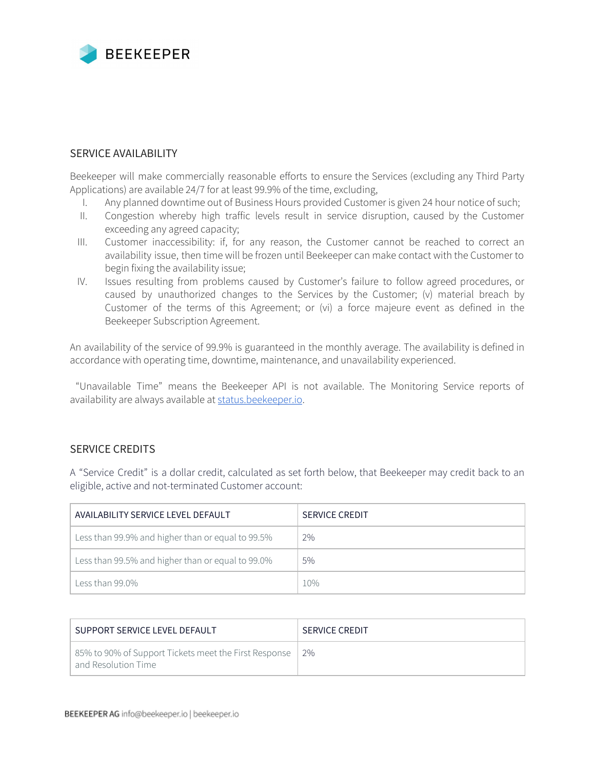## SERVICE AVAILABILITY

Beekeeper will make commercially reasonable efforts to ensure the Services (excluding any Third Party Applications) are available 24/7 for at least 99.9% of the time, excluding,

I. Any planned downtime out of Business Hours provided Customer is given 24 hour notice of such;
II. Congestion whereby high traffic levels result in service disruption, caused by the Customer exceeding any agreed capacity;
III. Customer inaccessibility: if, for any reason, the Customer cannot be reached to correct an availability issue, then time will be frozen until Beekeeper can make contact with the Customer to begin fixing the availability issue;
IV. Issues resulting from problems caused by Customer's failure to follow agreed procedures, or caused by unauthorized changes to the Services by the Customer; (v) material breach by Customer of the terms of this Agreement; or (vi) a force majeure event as defined in the Beekeeper Subscription Agreement.

An availability of the service of 99.9% is guaranteed in the monthly average. The availability is defined in accordance with operating time, downtime, maintenance, and unavailability experienced.

"Unavailable Time" means the Beekeeper API is not available. The Monitoring Service reports of availability are always available at [status.beekeeper.io](status.beekeeper.io).

## SERVICE CREDITS

A "Service Credit" is a dollar credit, calculated as set forth below, that Beekeeper may credit back to an eligible, active and not-terminated Customer account:

| AVAILABILITY SERVICE LEVEL DEFAULT | SERVICE CREDIT |
|---|---|
| Less than 99.9% and higher than or equal to 99.5% | 2% |
| Less than 99.5% and higher than or equal to 99.0% | 5% |
| Less than 99.0% | 10% |

| SUPPORT SERVICE LEVEL DEFAULT | SERVICE CREDIT |
|---|---|
| 85% to 90% of Support Tickets meet the First Response and Resolution Time | 2% |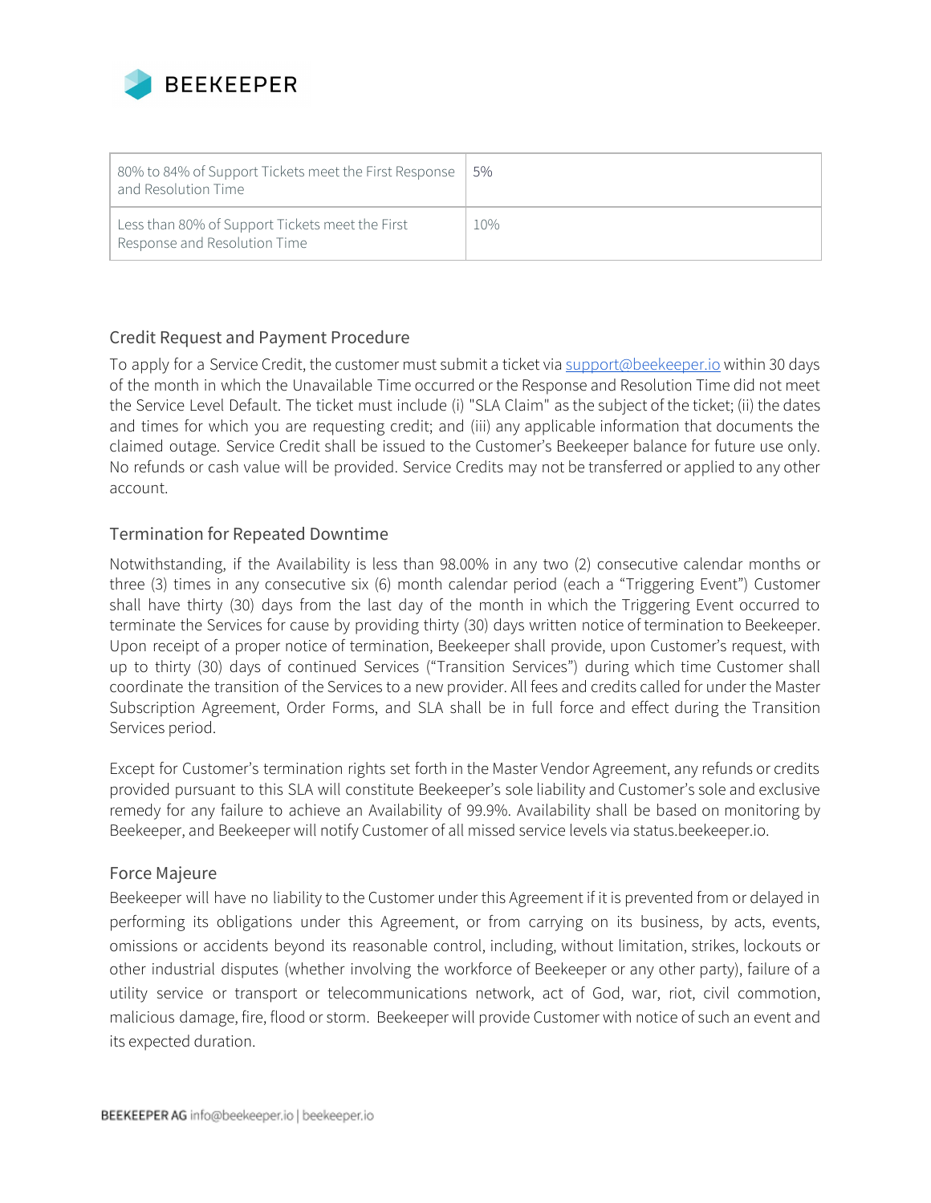| | |
|---|---|
| 80% to 84% of Support Tickets meet the First Response and Resolution Time | 5% |
| Less than 80% of Support Tickets meet the First Response and Resolution Time | 10% |

### Credit Request and Payment Procedure

To apply for a Service Credit, the customer must submit a ticket via support@beekeeper.io within 30 days of the month in which the Unavailable Time occurred or the Response and Resolution Time did not meet the Service Level Default. The ticket must include (i) "SLA Claim" as the subject of the ticket; (ii) the dates and times for which you are requesting credit; and (iii) any applicable information that documents the claimed outage. Service Credit shall be issued to the Customer's Beekeeper balance for future use only. No refunds or cash value will be provided. Service Credits may not be transferred or applied to any other account.

### Termination for Repeated Downtime

Notwithstanding, if the Availability is less than 98.00% in any two (2) consecutive calendar months or three (3) times in any consecutive six (6) month calendar period (each a "Triggering Event") Customer shall have thirty (30) days from the last day of the month in which the Triggering Event occurred to terminate the Services for cause by providing thirty (30) days written notice of termination to Beekeeper. Upon receipt of a proper notice of termination, Beekeeper shall provide, upon Customer's request, with up to thirty (30) days of continued Services ("Transition Services") during which time Customer shall coordinate the transition of the Services to a new provider. All fees and credits called for under the Master Subscription Agreement, Order Forms, and SLA shall be in full force and effect during the Transition Services period.

Except for Customer's termination rights set forth in the Master Vendor Agreement, any refunds or credits provided pursuant to this SLA will constitute Beekeeper's sole liability and Customer's sole and exclusive remedy for any failure to achieve an Availability of 99.9%. Availability shall be based on monitoring by Beekeeper, and Beekeeper will notify Customer of all missed service levels via status.beekeeper.io.

### Force Majeure

Beekeeper will have no liability to the Customer under this Agreement if it is prevented from or delayed in performing its obligations under this Agreement, or from carrying on its business, by acts, events, omissions or accidents beyond its reasonable control, including, without limitation, strikes, lockouts or other industrial disputes (whether involving the workforce of Beekeeper or any other party), failure of a utility service or transport or telecommunications network, act of God, war, riot, civil commotion, malicious damage, fire, flood or storm. Beekeeper will provide Customer with notice of such an event and its expected duration.